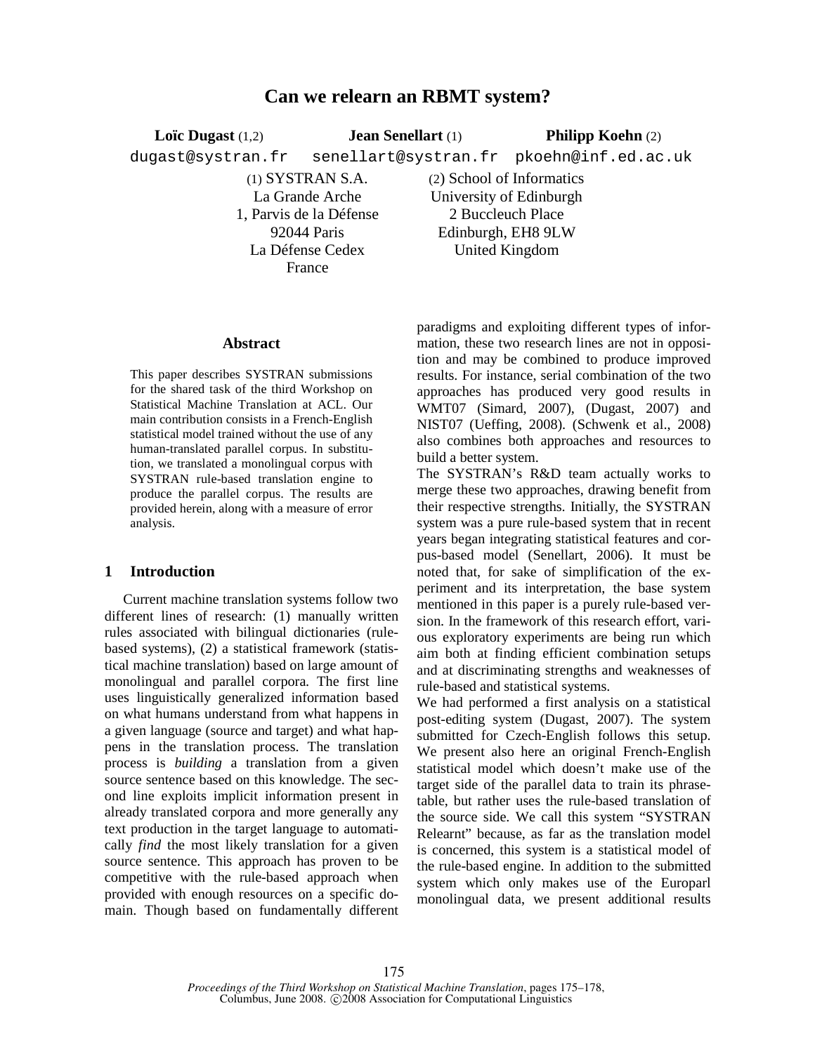# Can we relearn an RBMT system?

**Loïc Dugast** (1,2)
dugast@systran.fr

**Jean Senellart** (1)
senellart@systran.fr

**Philipp Koehn** (2)
pkoehn@inf.ed.ac.uk

(1) SYSTRAN S.A.
La Grande Arche
1, Parvis de la Défense
92044 Paris
La Défense Cedex
France

(2) School of Informatics
University of Edinburgh
2 Buccleuch Place
Edinburgh, EH8 9LW
United Kingdom

## Abstract

This paper describes SYSTRAN submissions for the shared task of the third Workshop on Statistical Machine Translation at ACL. Our main contribution consists in a French-English statistical model trained without the use of any human-translated parallel corpus. In substitution, we translated a monolingual corpus with SYSTRAN rule-based translation engine to produce the parallel corpus. The results are provided herein, along with a measure of error analysis.

## 1 Introduction

Current machine translation systems follow two different lines of research: (1) manually written rules associated with bilingual dictionaries (rule-based systems), (2) a statistical framework (statistical machine translation) based on large amount of monolingual and parallel corpora. The first line uses linguistically generalized information based on what humans understand from what happens in a given language (source and target) and what happens in the translation process. The translation process is *building* a translation from a given source sentence based on this knowledge. The second line exploits implicit information present in already translated corpora and more generally any text production in the target language to automatically *find* the most likely translation for a given source sentence. This approach has proven to be competitive with the rule-based approach when provided with enough resources on a specific domain. Though based on fundamentally different paradigms and exploiting different types of information, these two research lines are not in opposition and may be combined to produce improved results. For instance, serial combination of the two approaches has produced very good results in WMT07 (Simard, 2007), (Dugast, 2007) and NIST07 (Ueffing, 2008). (Schwenk et al., 2008) also combines both approaches and resources to build a better system.

The SYSTRAN's R&D team actually works to merge these two approaches, drawing benefit from their respective strengths. Initially, the SYSTRAN system was a pure rule-based system that in recent years began integrating statistical features and corpus-based model (Senellart, 2006). It must be noted that, for sake of simplification of the experiment and its interpretation, the base system mentioned in this paper is a purely rule-based version. In the framework of this research effort, various exploratory experiments are being run which aim both at finding efficient combination setups and at discriminating strengths and weaknesses of rule-based and statistical systems.

We had performed a first analysis on a statistical post-editing system (Dugast, 2007). The system submitted for Czech-English follows this setup. We present also here an original French-English statistical model which doesn't make use of the target side of the parallel data to train its phrase-table, but rather uses the rule-based translation of the source side. We call this system "SYSTRAN Relearnt" because, as far as the translation model is concerned, this system is a statistical model of the rule-based engine. In addition to the submitted system which only makes use of the Europarl monolingual data, we present additional results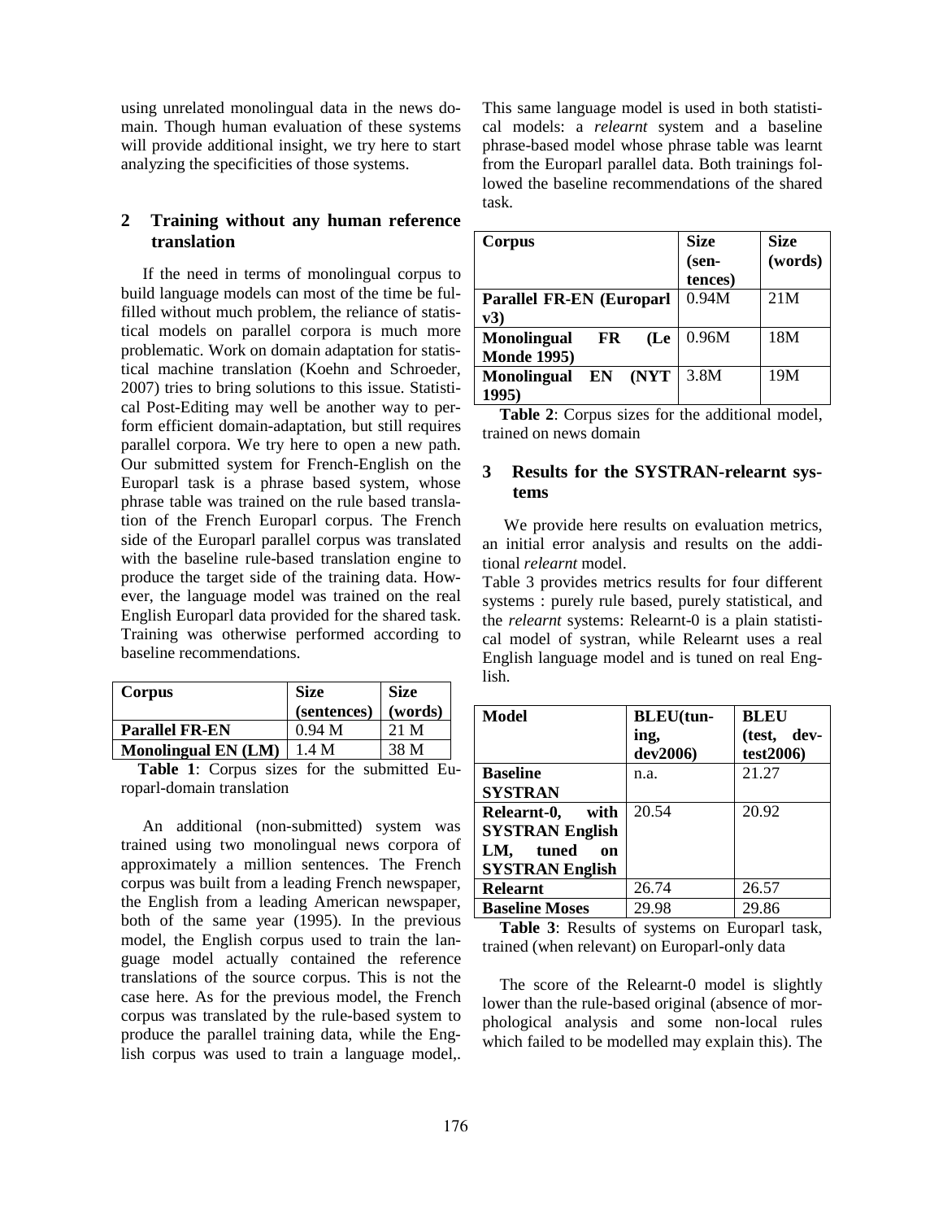using unrelated monolingual data in the news domain. Though human evaluation of these systems will provide additional insight, we try here to start analyzing the specificities of those systems.

## 2 Training without any human reference translation

If the need in terms of monolingual corpus to build language models can most of the time be fulfilled without much problem, the reliance of statistical models on parallel corpora is much more problematic. Work on domain adaptation for statistical machine translation (Koehn and Schroeder, 2007) tries to bring solutions to this issue. Statistical Post-Editing may well be another way to perform efficient domain-adaptation, but still requires parallel corpora. We try here to open a new path. Our submitted system for French-English on the Europarl task is a phrase based system, whose phrase table was trained on the rule based translation of the French Europarl corpus. The French side of the Europarl parallel corpus was translated with the baseline rule-based translation engine to produce the target side of the training data. However, the language model was trained on the real English Europarl data provided for the shared task. Training was otherwise performed according to baseline recommendations.

| Corpus | Size (sentences) | Size (words) |
|---|---|---|
| **Parallel FR-EN** | 0.94 M | 21 M |
| **Monolingual EN (LM)** | 1.4 M | 38 M |

**Table 1**: Corpus sizes for the submitted Europarl-domain translation

An additional (non-submitted) system was trained using two monolingual news corpora of approximately a million sentences. The French corpus was built from a leading French newspaper, the English from a leading American newspaper, both of the same year (1995). In the previous model, the English corpus used to train the language model actually contained the reference translations of the source corpus. This is not the case here. As for the previous model, the French corpus was translated by the rule-based system to produce the parallel training data, while the English corpus was used to train a language model,. This same language model is used in both statistical models: a *relearnt* system and a baseline phrase-based model whose phrase table was learnt from the Europarl parallel data. Both trainings followed the baseline recommendations of the shared task.

| Corpus | Size (sentences) | Size (words) |
|---|---|---|
| **Parallel FR-EN (Europarl v3)** | 0.94M | 21M |
| **Monolingual FR (Le Monde 1995)** | 0.96M | 18M |
| **Monolingual EN (NYT 1995)** | 3.8M | 19M |

**Table 2**: Corpus sizes for the additional model, trained on news domain

## 3 Results for the SYSTRAN-relearnt systems

We provide here results on evaluation metrics, an initial error analysis and results on the additional *relearnt* model.

Table 3 provides metrics results for four different systems : purely rule based, purely statistical, and the *relearnt* systems: Relearnt-0 is a plain statistical model of systran, while Relearnt uses a real English language model and is tuned on real English.

| Model | BLEU(tuning, dev2006) | BLEU (test, devtest2006) |
|---|---|---|
| **Baseline SYSTRAN** | n.a. | 21.27 |
| **Relearnt-0, with SYSTRAN English LM, tuned on SYSTRAN English** | 20.54 | 20.92 |
| **Relearnt** | 26.74 | 26.57 |
| **Baseline Moses** | 29.98 | 29.86 |

**Table 3**: Results of systems on Europarl task, trained (when relevant) on Europarl-only data

The score of the Relearnt-0 model is slightly lower than the rule-based original (absence of morphological analysis and some non-local rules which failed to be modelled may explain this). The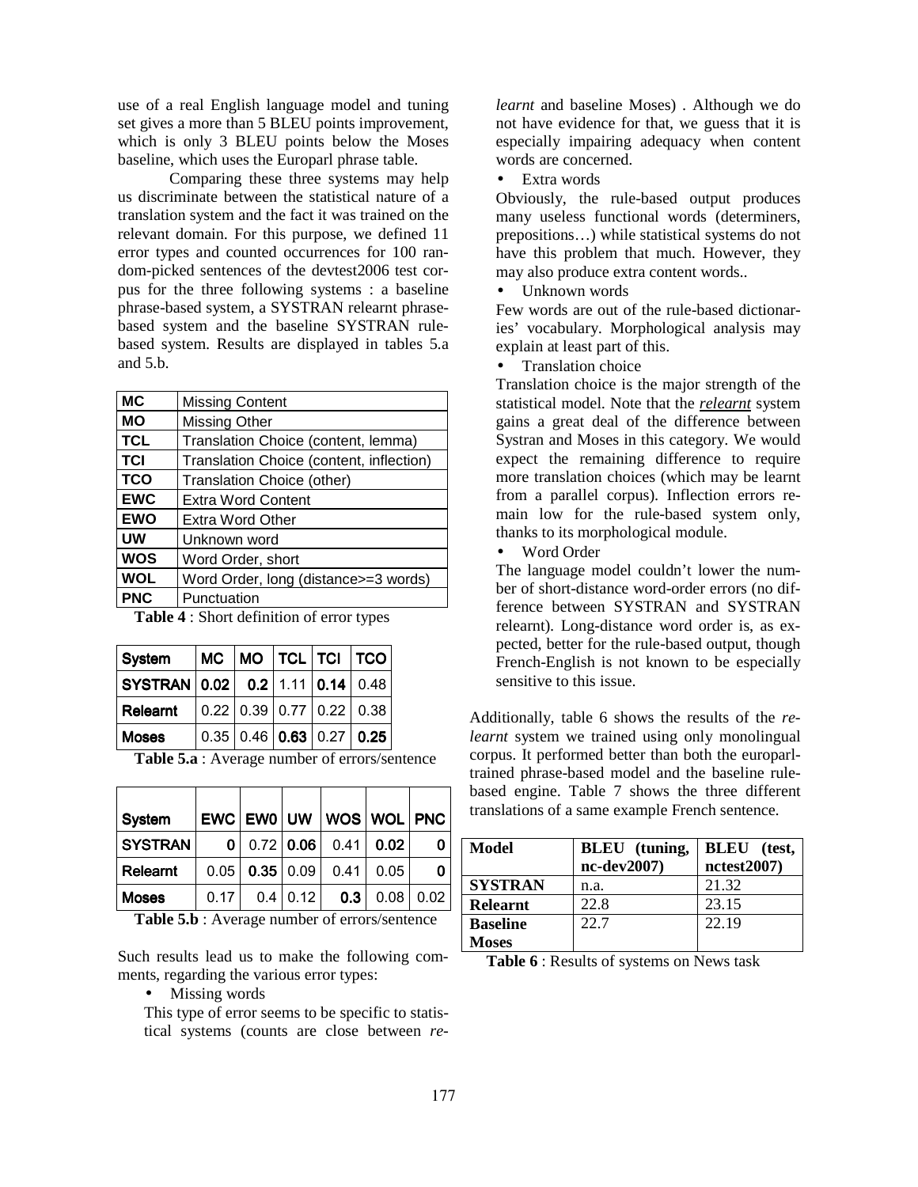use of a real English language model and tuning set gives a more than 5 BLEU points improvement, which is only 3 BLEU points below the Moses baseline, which uses the Europarl phrase table.

Comparing these three systems may help us discriminate between the statistical nature of a translation system and the fact it was trained on the relevant domain. For this purpose, we defined 11 error types and counted occurrences for 100 random-picked sentences of the devtest2006 test corpus for the three following systems : a baseline phrase-based system, a SYSTRAN relearnt phrase-based system and the baseline SYSTRAN rule-based system. Results are displayed in tables 5.a and 5.b.

| | |
|---|---|
| **MC** | Missing Content |
| **MO** | Missing Other |
| **TCL** | Translation Choice (content, lemma) |
| **TCI** | Translation Choice (content, inflection) |
| **TCO** | Translation Choice (other) |
| **EWC** | Extra Word Content |
| **EWO** | Extra Word Other |
| **UW** | Unknown word |
| **WOS** | Word Order, short |
| **WOL** | Word Order, long (distance>=3 words) |
| **PNC** | Punctuation |

**Table 4** : Short definition of error types

| System | MC | MO | TCL | TCI | TCO |
|---|---|---|---|---|---|
| **SYSTRAN** | **0.02** | **0.2** | 1.11 | **0.14** | 0.48 |
| **Relearnt** | 0.22 | 0.39 | 0.77 | 0.22 | 0.38 |
| **Moses** | 0.35 | 0.46 | **0.63** | 0.27 | **0.25** |

**Table 5.a** : Average number of errors/sentence

| System | EWC | EW0 | UW | WOS | WOL | PNC |
|---|---|---|---|---|---|---|
| **SYSTRAN** | **0** | 0.72 | **0.06** | 0.41 | **0.02** | **0** |
| **Relearnt** | 0.05 | **0.35** | 0.09 | 0.41 | 0.05 | **0** |
| **Moses** | 0.17 | 0.4 | 0.12 | **0.3** | 0.08 | 0.02 |

**Table 5.b** : Average number of errors/sentence

Such results lead us to make the following comments, regarding the various error types:

- Missing words

This type of error seems to be specific to statistical systems (counts are close between *relearnt* and baseline Moses) . Although we do not have evidence for that, we guess that it is especially impairing adequacy when content words are concerned.

- Extra words

Obviously, the rule-based output produces many useless functional words (determiners, prepositions…) while statistical systems do not have this problem that much. However, they may also produce extra content words..

- Unknown words

Few words are out of the rule-based dictionaries' vocabulary. Morphological analysis may explain at least part of this.

- Translation choice

Translation choice is the major strength of the statistical model. Note that the ***relearnt*** system gains a great deal of the difference between Systran and Moses in this category. We would expect the remaining difference to require more translation choices (which may be learnt from a parallel corpus). Inflection errors remain low for the rule-based system only, thanks to its morphological module.

- Word Order

The language model couldn't lower the number of short-distance word-order errors (no difference between SYSTRAN and SYSTRAN relearnt). Long-distance word order is, as expected, better for the rule-based output, though French-English is not known to be especially sensitive to this issue.

Additionally, table 6 shows the results of the *relearnt* system we trained using only monolingual corpus. It performed better than both the europarl-trained phrase-based model and the baseline rule-based engine. Table 7 shows the three different translations of a same example French sentence.

| Model | BLEU (tuning, nc-dev2007) | BLEU (test, nctest2007) |
|---|---|---|
| **SYSTRAN** | n.a. | 21.32 |
| **Relearnt** | 22.8 | 23.15 |
| **Baseline Moses** | 22.7 | 22.19 |

**Table 6** : Results of systems on News task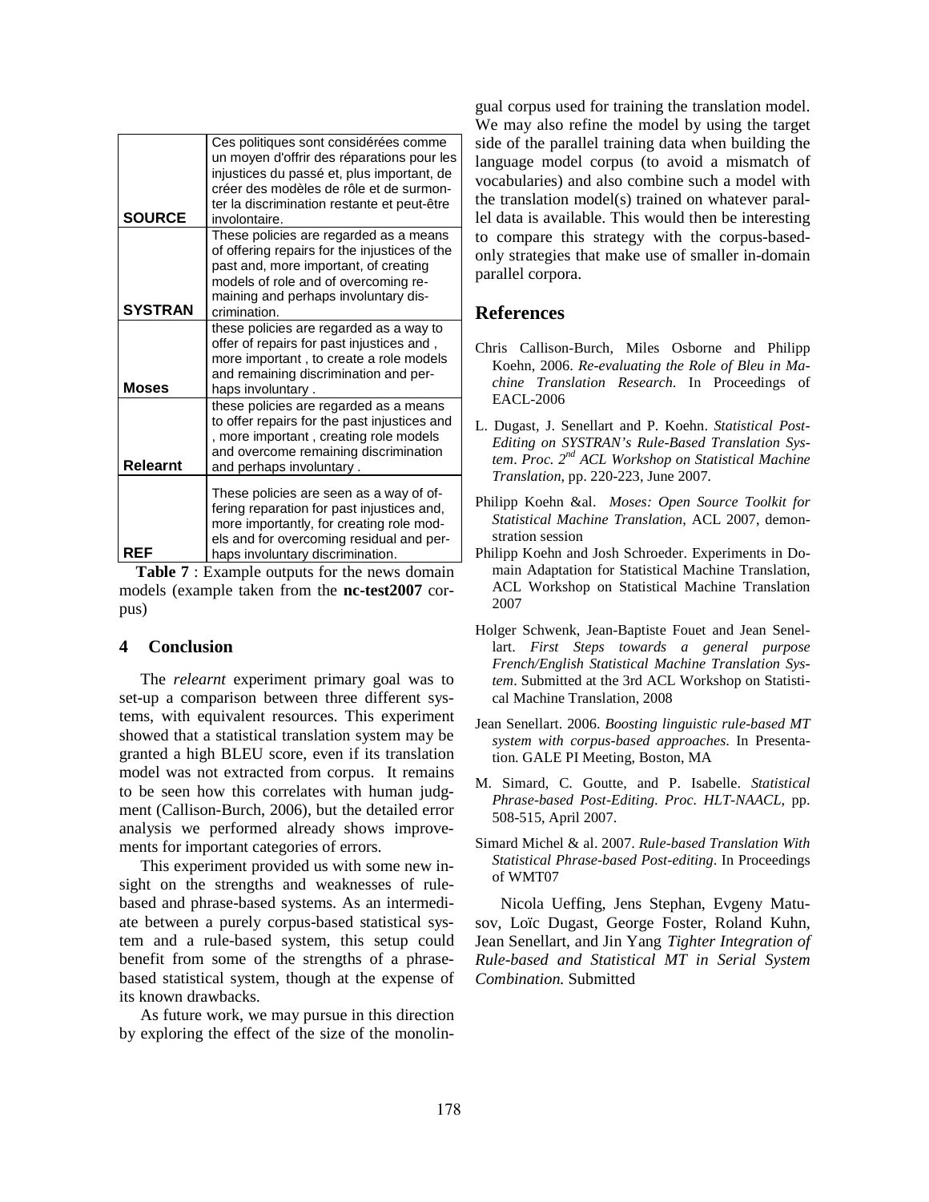| | |
|---|---|
| **SOURCE** | Ces politiques sont considérées comme un moyen d'offrir des réparations pour les injustices du passé et, plus important, de créer des modèles de rôle et de surmonter la discrimination restante et peut-être involontaire. |
| **SYSTRAN** | These policies are regarded as a means of offering repairs for the injustices of the past and, more important, of creating models of role and of overcoming remaining and perhaps involuntary discrimination. |
| **Moses** | these policies are regarded as a way to offer of repairs for past injustices and , more important , to create a role models and remaining discrimination and perhaps involuntary . |
| **Relearnt** | these policies are regarded as a means to offer repairs for the past injustices and , more important , creating role models and overcome remaining discrimination and perhaps involuntary . |
| **REF** | These policies are seen as a way of offering reparation for past injustices and, more importantly, for creating role models and for overcoming residual and perhaps involuntary discrimination. |

**Table 7** : Example outputs for the news domain models (example taken from the **nc-test2007** corpus)

## 4 Conclusion

The *relearnt* experiment primary goal was to set-up a comparison between three different systems, with equivalent resources. This experiment showed that a statistical translation system may be granted a high BLEU score, even if its translation model was not extracted from corpus. It remains to be seen how this correlates with human judgment (Callison-Burch, 2006), but the detailed error analysis we performed already shows improvements for important categories of errors.

This experiment provided us with some new insight on the strengths and weaknesses of rule-based and phrase-based systems. As an intermediate between a purely corpus-based statistical system and a rule-based system, this setup could benefit from some of the strengths of a phrase-based statistical system, though at the expense of its known drawbacks.

As future work, we may pursue in this direction by exploring the effect of the size of the monolingual corpus used for training the translation model. We may also refine the model by using the target side of the parallel training data when building the language model corpus (to avoid a mismatch of vocabularies) and also combine such a model with the translation model(s) trained on whatever parallel data is available. This would then be interesting to compare this strategy with the corpus-based-only strategies that make use of smaller in-domain parallel corpora.

## References

Chris Callison-Burch, Miles Osborne and Philipp Koehn, 2006. *Re-evaluating the Role of Bleu in Machine Translation Research*. In Proceedings of EACL-2006

L. Dugast, J. Senellart and P. Koehn. *Statistical Post-Editing on SYSTRAN's Rule-Based Translation System*. *Proc. 2nd ACL Workshop on Statistical Machine Translation*, pp. 220-223, June 2007.

Philipp Koehn &al. *Moses: Open Source Toolkit for Statistical Machine Translation*, ACL 2007, demonstration session

Philipp Koehn and Josh Schroeder. Experiments in Domain Adaptation for Statistical Machine Translation, ACL Workshop on Statistical Machine Translation 2007

Holger Schwenk, Jean-Baptiste Fouet and Jean Senellart. *First Steps towards a general purpose French/English Statistical Machine Translation System*. Submitted at the 3rd ACL Workshop on Statistical Machine Translation, 2008

Jean Senellart. 2006. *Boosting linguistic rule-based MT system with corpus-based approaches*. In Presentation. GALE PI Meeting, Boston, MA

M. Simard, C. Goutte, and P. Isabelle. *Statistical Phrase-based Post-Editing. Proc. HLT-NAACL*, pp. 508-515, April 2007.

Simard Michel & al. 2007. *Rule-based Translation With Statistical Phrase-based Post-editing*. In Proceedings of WMT07

Nicola Ueffing, Jens Stephan, Evgeny Matusov, Loïc Dugast, George Foster, Roland Kuhn, Jean Senellart, and Jin Yang *Tighter Integration of Rule-based and Statistical MT in Serial System Combination.* Submitted